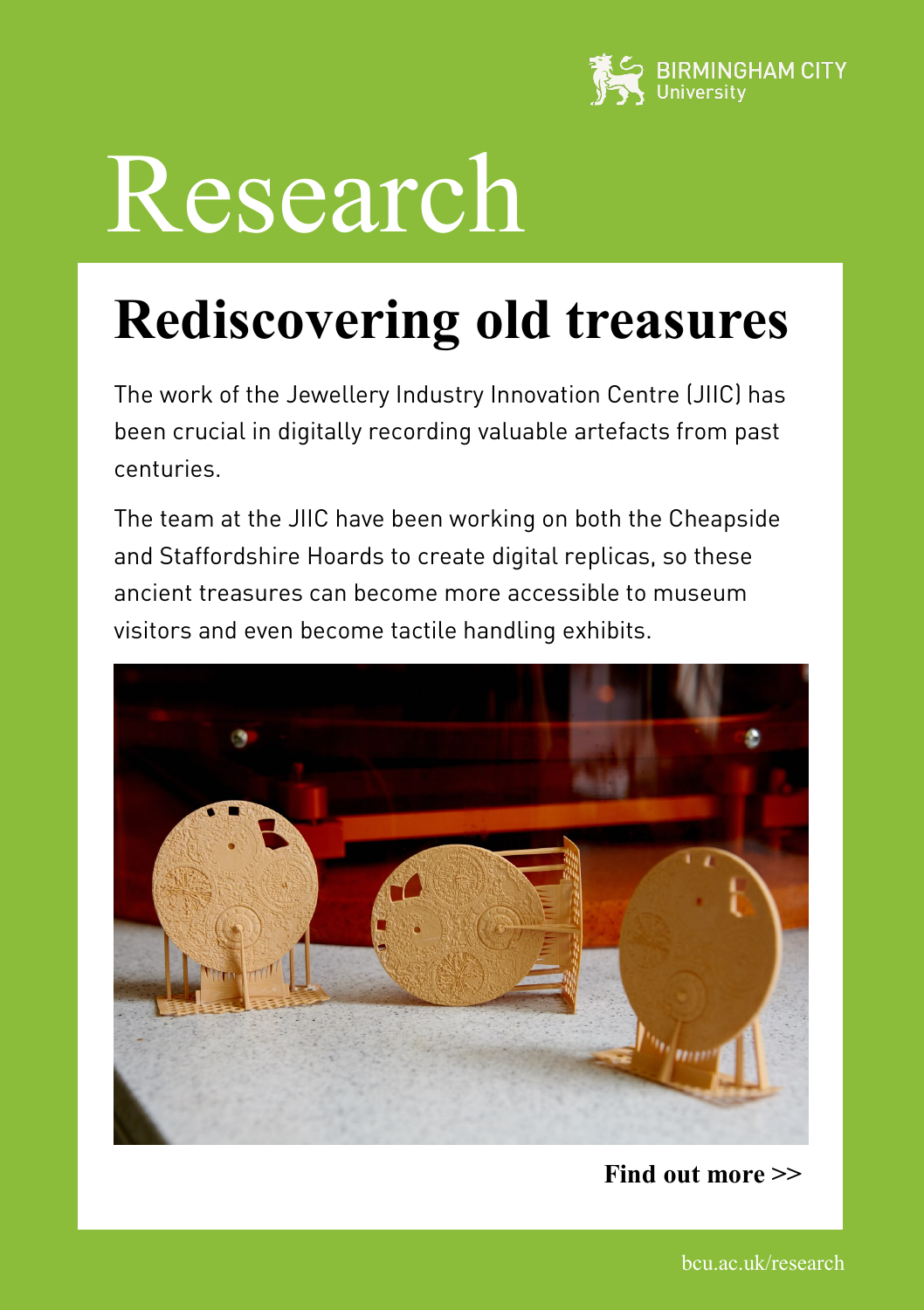BIRMINGHAM CITY University

# Research

## Rediscovering old treasures

The work of the Jewellery Industry Innovation Centre (JIIC) has been crucial in digitally recording valuable artefacts from past centuries.

The team at the JIIC have been working on both the Cheapside and Staffordshire Hoards to create digital replicas, so these ancient treasures can become more accessible to museum visitors and even become tactile handling exhibits.

**Find out more >>**

bcu.ac.uk/research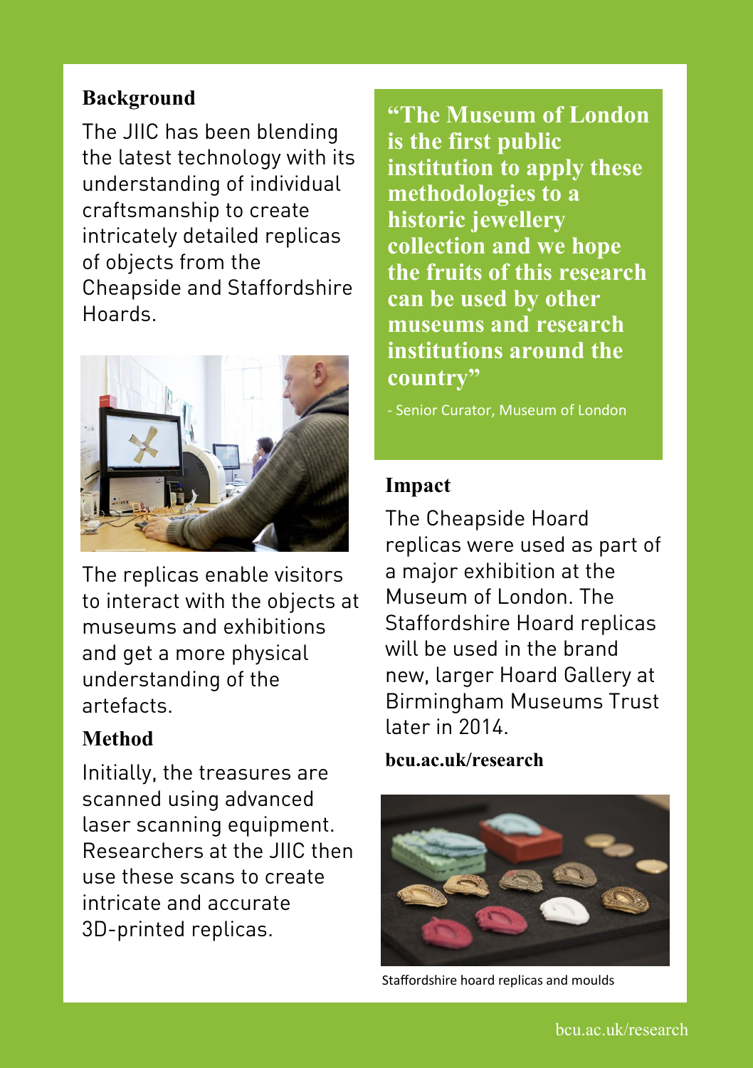## Background

The JIIC has been blending the latest technology with its understanding of individual craftsmanship to create intricately detailed replicas of objects from the Cheapside and Staffordshire Hoards.

The replicas enable visitors to interact with the objects at museums and exhibitions and get a more physical understanding of the artefacts.

## Method

Initially, the treasures are scanned using advanced laser scanning equipment. Researchers at the JIIC then use these scans to create intricate and accurate 3D-printed replicas.

> **"The Museum of London is the first public institution to apply these methodologies to a historic jewellery collection and we hope the fruits of this research can be used by other museums and research institutions around the country"**
>
> \- Senior Curator, Museum of London

## Impact

The Cheapside Hoard replicas were used as part of a major exhibition at the Museum of London. The Staffordshire Hoard replicas will be used in the brand new, larger Hoard Gallery at Birmingham Museums Trust later in 2014.

**bcu.ac.uk/research**

Staffordshire hoard replicas and moulds